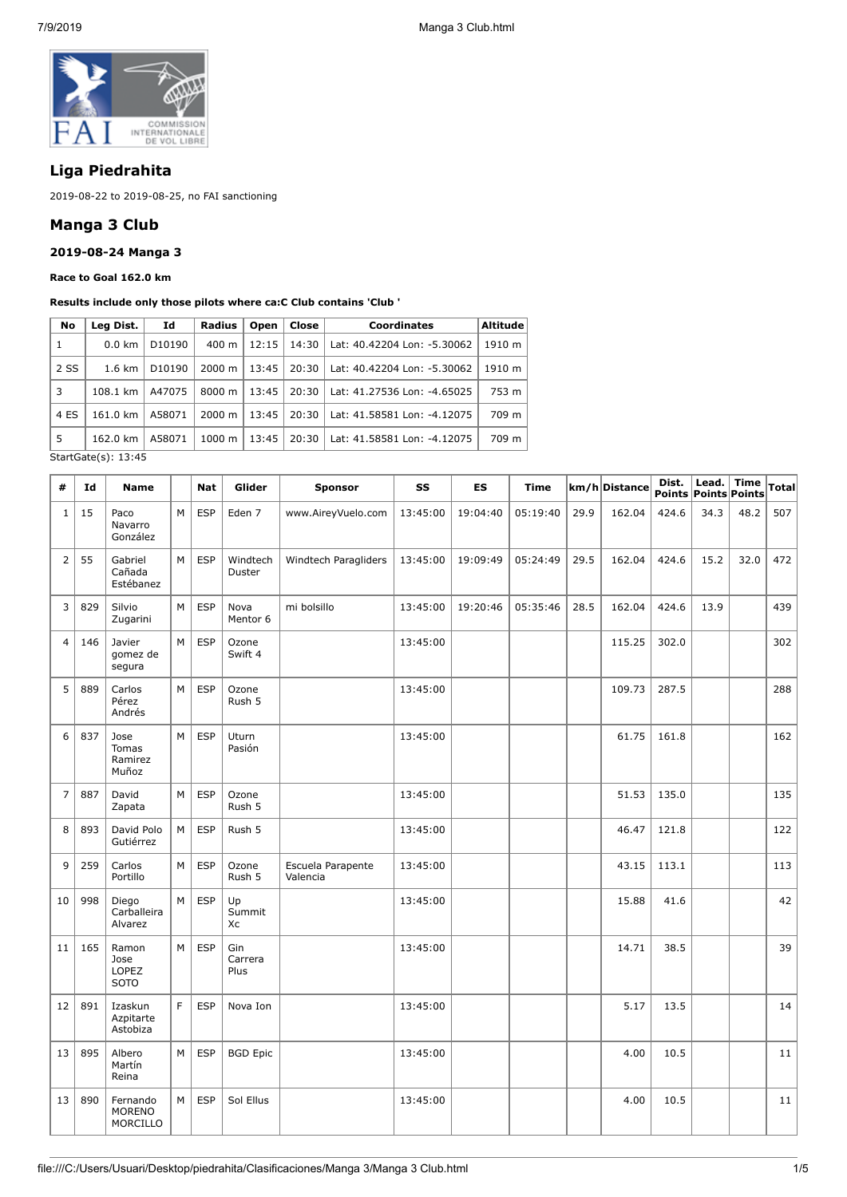## Liga Piedrahita

2019-08-22 to 2019-08-25, no FAI sanctioning

## Manga 3 Club

### 2019-08-24 Manga 3

**Race to Goal 162.0 km**

**Results include only those pilots where ca:C Club contains 'Club '**

| No | Leg Dist. | Id | Radius | Open | Close | Coordinates | Altitude |
|---|---|---|---|---|---|---|---|
| 1 | 0.0 km | D10190 | 400 m | 12:15 | 14:30 | Lat: 40.42204 Lon: -5.30062 | 1910 m |
| 2 SS | 1.6 km | D10190 | 2000 m | 13:45 | 20:30 | Lat: 40.42204 Lon: -5.30062 | 1910 m |
| 3 | 108.1 km | A47075 | 8000 m | 13:45 | 20:30 | Lat: 41.27536 Lon: -4.65025 | 753 m |
| 4 ES | 161.0 km | A58071 | 2000 m | 13:45 | 20:30 | Lat: 41.58581 Lon: -4.12075 | 709 m |
| 5 | 162.0 km | A58071 | 1000 m | 13:45 | 20:30 | Lat: 41.58581 Lon: -4.12075 | 709 m |

StartGate(s): 13:45

| # | Id | Name | | Nat | Glider | Sponsor | SS | ES | Time | km/h | Distance | Dist. Points | Lead. Points | Time Points | Total |
|---|---|---|---|---|---|---|---|---|---|---|---|---|---|---|---|
| 1 | 15 | Paco Navarro González | M | ESP | Eden 7 | www.AireyVuelo.com | 13:45:00 | 19:04:40 | 05:19:40 | 29.9 | 162.04 | 424.6 | 34.3 | 48.2 | 507 |
| 2 | 55 | Gabriel Cañada Estébanez | M | ESP | Windtech Duster | Windtech Paragliders | 13:45:00 | 19:09:49 | 05:24:49 | 29.5 | 162.04 | 424.6 | 15.2 | 32.0 | 472 |
| 3 | 829 | Silvio Zugarini | M | ESP | Nova Mentor 6 | mi bolsillo | 13:45:00 | 19:20:46 | 05:35:46 | 28.5 | 162.04 | 424.6 | 13.9 | | 439 |
| 4 | 146 | Javier gomez de segura | M | ESP | Ozone Swift 4 | | 13:45:00 | | | | 115.25 | 302.0 | | | 302 |
| 5 | 889 | Carlos Pérez Andrés | M | ESP | Ozone Rush 5 | | 13:45:00 | | | | 109.73 | 287.5 | | | 288 |
| 6 | 837 | Jose Tomas Ramirez Muñoz | M | ESP | Uturn Pasión | | 13:45:00 | | | | 61.75 | 161.8 | | | 162 |
| 7 | 887 | David Zapata | M | ESP | Ozone Rush 5 | | 13:45:00 | | | | 51.53 | 135.0 | | | 135 |
| 8 | 893 | David Polo Gutiérrez | M | ESP | Rush 5 | | 13:45:00 | | | | 46.47 | 121.8 | | | 122 |
| 9 | 259 | Carlos Portillo | M | ESP | Ozone Rush 5 | Escuela Parapente Valencia | 13:45:00 | | | | 43.15 | 113.1 | | | 113 |
| 10 | 998 | Diego Carballeira Alvarez | M | ESP | Up Summit Xc | | 13:45:00 | | | | 15.88 | 41.6 | | | 42 |
| 11 | 165 | Ramon Jose LOPEZ SOTO | M | ESP | Gin Carrera Plus | | 13:45:00 | | | | 14.71 | 38.5 | | | 39 |
| 12 | 891 | Izaskun Azpitarte Astobiza | F | ESP | Nova Ion | | 13:45:00 | | | | 5.17 | 13.5 | | | 14 |
| 13 | 895 | Albero Martín Reina | M | ESP | BGD Epic | | 13:45:00 | | | | 4.00 | 10.5 | | | 11 |
| 13 | 890 | Fernando MORENO MORCILLO | M | ESP | Sol Ellus | | 13:45:00 | | | | 4.00 | 10.5 | | | 11 |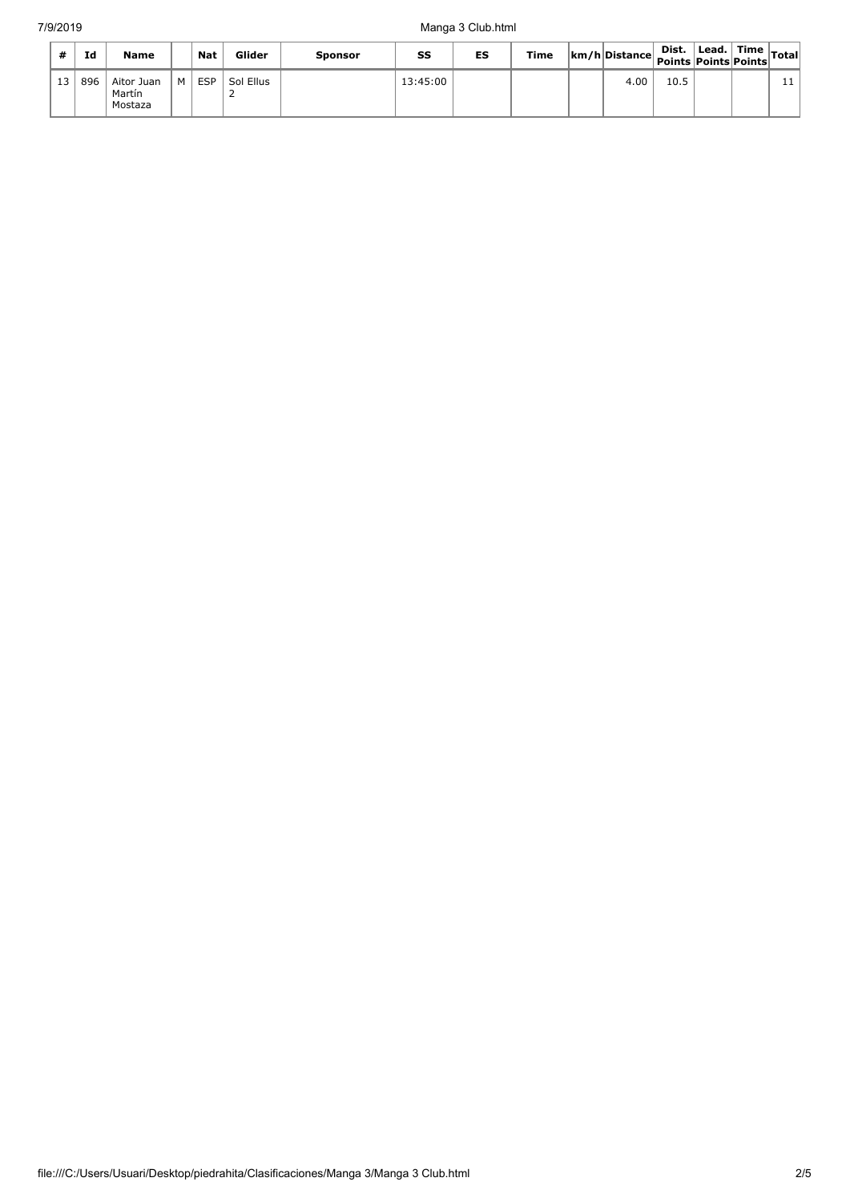| # | Id | Name | | Nat | Glider | Sponsor | SS | ES | Time | km/h | Distance | Dist. Points | Lead. Points | Time Points | Total |
|---|---|---|---|---|---|---|---|---|---|---|---|---|---|---|---|
| 13 | 896 | Aitor Juan Martín Mostaza | M | ESP | Sol Ellus 2 | | 13:45:00 | | | | 4.00 | 10.5 | | | 11 |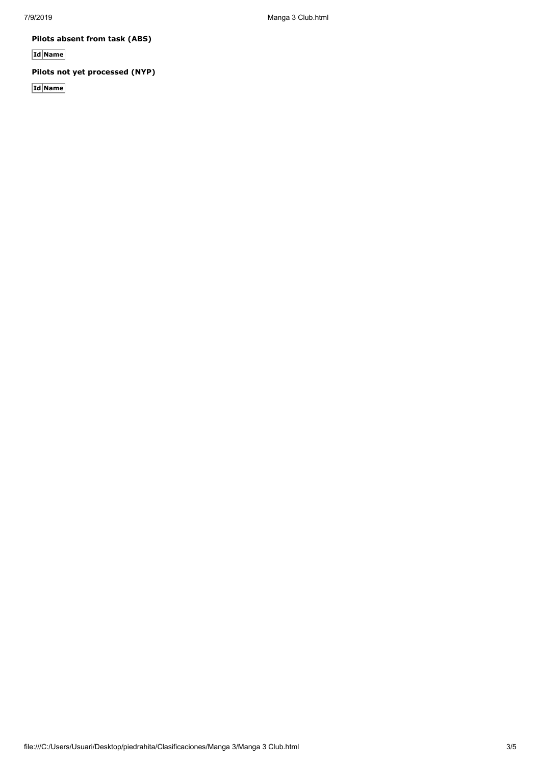**Pilots absent from task (ABS)**

| Id | Name |
| --- | --- |

**Pilots not yet processed (NYP)**

| Id | Name |
| --- | --- |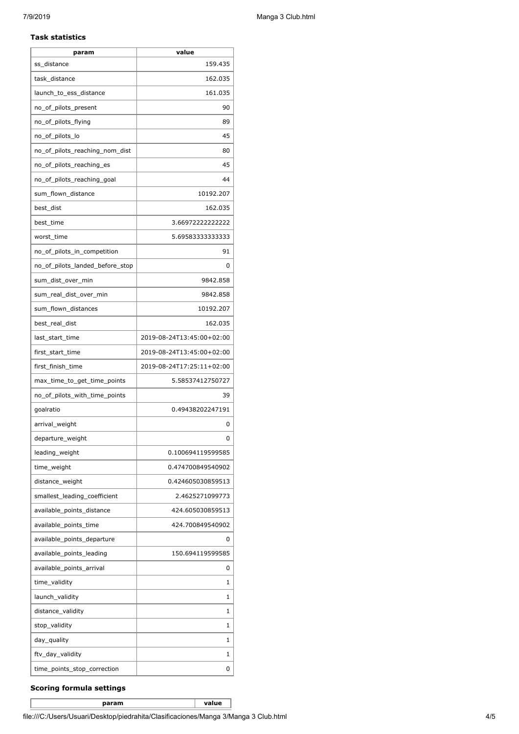### Task statistics

| param | value |
| --- | --- |
| ss_distance | 159.435 |
| task_distance | 162.035 |
| launch_to_ess_distance | 161.035 |
| no_of_pilots_present | 90 |
| no_of_pilots_flying | 89 |
| no_of_pilots_lo | 45 |
| no_of_pilots_reaching_nom_dist | 80 |
| no_of_pilots_reaching_es | 45 |
| no_of_pilots_reaching_goal | 44 |
| sum_flown_distance | 10192.207 |
| best_dist | 162.035 |
| best_time | 3.66972222222222 |
| worst_time | 5.69583333333333 |
| no_of_pilots_in_competition | 91 |
| no_of_pilots_landed_before_stop | 0 |
| sum_dist_over_min | 9842.858 |
| sum_real_dist_over_min | 9842.858 |
| sum_flown_distances | 10192.207 |
| best_real_dist | 162.035 |
| last_start_time | 2019-08-24T13:45:00+02:00 |
| first_start_time | 2019-08-24T13:45:00+02:00 |
| first_finish_time | 2019-08-24T17:25:11+02:00 |
| max_time_to_get_time_points | 5.58537412750727 |
| no_of_pilots_with_time_points | 39 |
| goalratio | 0.49438202247191 |
| arrival_weight | 0 |
| departure_weight | 0 |
| leading_weight | 0.100694119599585 |
| time_weight | 0.474700849540902 |
| distance_weight | 0.424605030859513 |
| smallest_leading_coefficient | 2.4625271099773 |
| available_points_distance | 424.605030859513 |
| available_points_time | 424.700849540902 |
| available_points_departure | 0 |
| available_points_leading | 150.694119599585 |
| available_points_arrival | 0 |
| time_validity | 1 |
| launch_validity | 1 |
| distance_validity | 1 |
| stop_validity | 1 |
| day_quality | 1 |
| ftv_day_validity | 1 |
| time_points_stop_correction | 0 |

### Scoring formula settings

| param | value |
| --- | --- |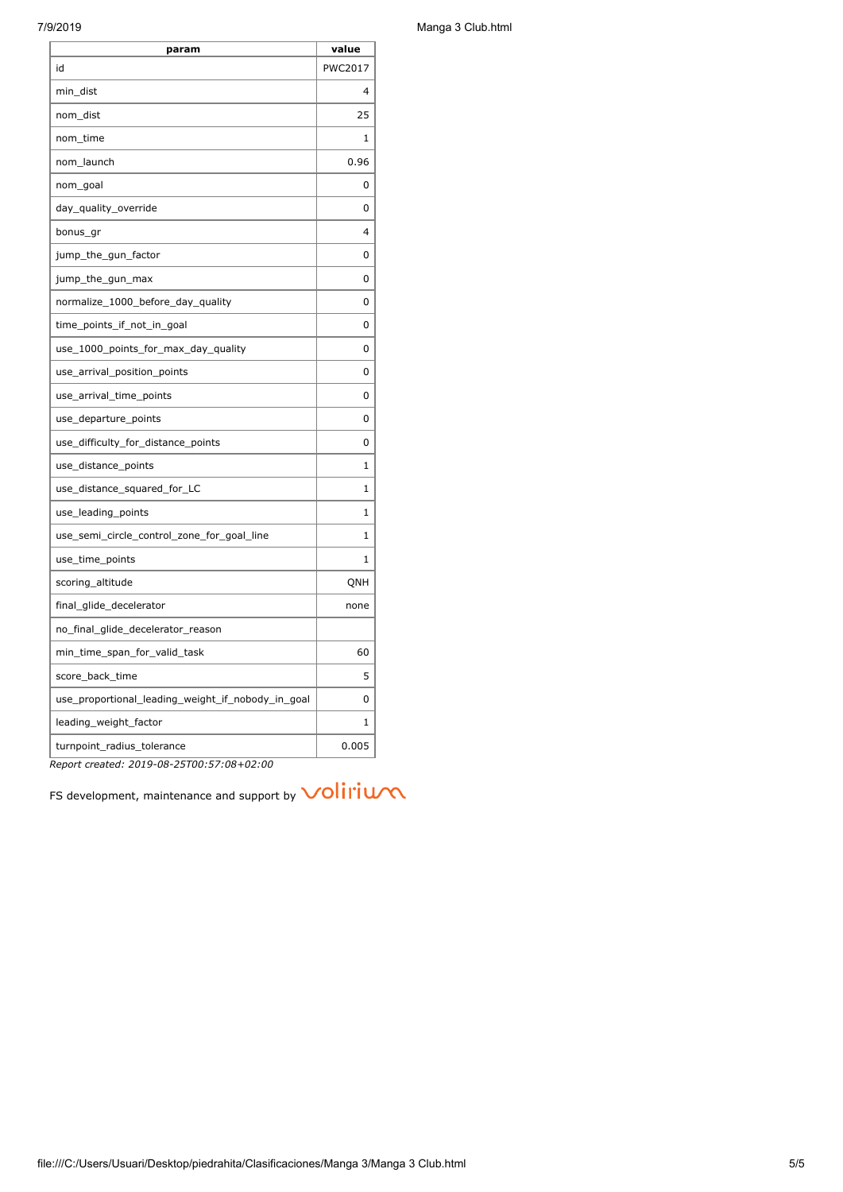| param | value |
| --- | --- |
| id | PWC2017 |
| min_dist | 4 |
| nom_dist | 25 |
| nom_time | 1 |
| nom_launch | 0.96 |
| nom_goal | 0 |
| day_quality_override | 0 |
| bonus_gr | 4 |
| jump_the_gun_factor | 0 |
| jump_the_gun_max | 0 |
| normalize_1000_before_day_quality | 0 |
| time_points_if_not_in_goal | 0 |
| use_1000_points_for_max_day_quality | 0 |
| use_arrival_position_points | 0 |
| use_arrival_time_points | 0 |
| use_departure_points | 0 |
| use_difficulty_for_distance_points | 0 |
| use_distance_points | 1 |
| use_distance_squared_for_LC | 1 |
| use_leading_points | 1 |
| use_semi_circle_control_zone_for_goal_line | 1 |
| use_time_points | 1 |
| scoring_altitude | QNH |
| final_glide_decelerator | none |
| no_final_glide_decelerator_reason | |
| min_time_span_for_valid_task | 60 |
| score_back_time | 5 |
| use_proportional_leading_weight_if_nobody_in_goal | 0 |
| leading_weight_factor | 1 |
| turnpoint_radius_tolerance | 0.005 |

*Report created: 2019-08-25T00:57:08+02:00*

FS development, maintenance and support by volirium